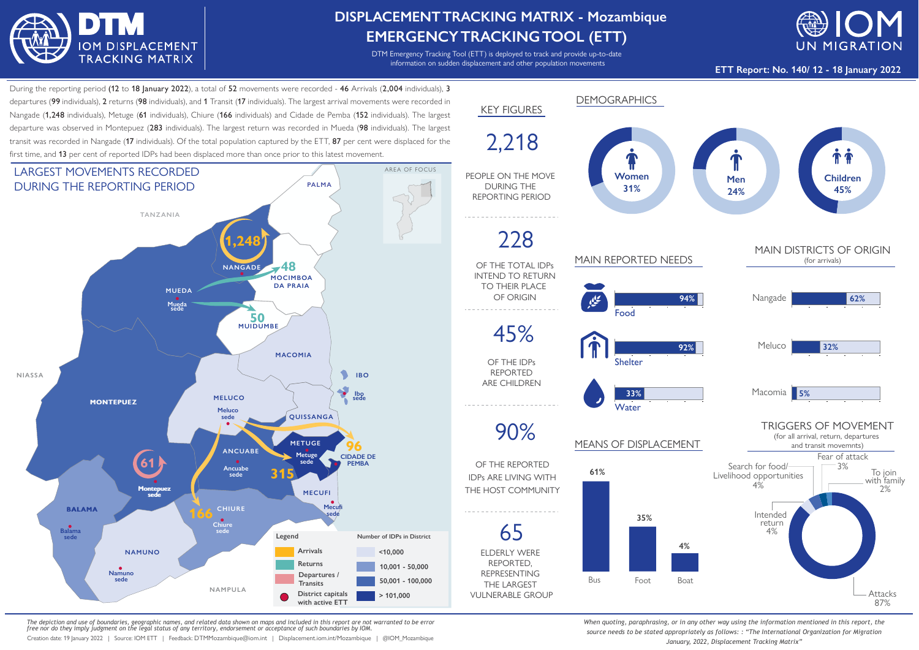# DISPLACEMENT TRACKING MATRIX - Mozambique
## EMERGENCY TRACKING TOOL (ETT)

DTM Emergency Tracking Tool (ETT) is deployed to track and provide up-to-date information on sudden displacement and other population movements

**ETT Report: No. 140/ 12 - 18 January 2022**

During the reporting period (**12** to **18 January 2022**), a total of **52** movements were recorded - **46** Arrivals (**2,004** individuals), **3** departures (**99** individuals), **2** returns (**98** individuals), and **1** Transit (**17** individuals). The largest arrival movements were recorded in Nangade (**1,248** individuals), Metuge (**61** individuals), Chiure (**166** individuals) and Cidade de Pemba (**152** individuals). The largest departure was observed in Montepuez (**283** individuals). The largest return was recorded in Mueda (**98** individuals). The largest transit was recorded in Nangade (**17** individuals). Of the total population captured by the ETT, **87** per cent were displaced for the first time, and **13** per cent of reported IDPs had been displaced more than once prior to this latest movement.

## LARGEST MOVEMENTS RECORDED DURING THE REPORTING PERIOD

Map labels: Palma, Tanzania, Nangade (1,248), Mocimboa da Praia (48), Mueda (Mueda sede), Muidumbe (50), Macomia, Niassa, Ibo (Ibo sede), Montepuez (Montepuez sede, 61), Meluco (Meluco sede), Quissanga, Metuge (Metuge sede, 315), Cidade de Pemba (96), Ancuabe (Ancuabe sede), Mecufi (Mecufi sede), Balama (Balama sede), Chiure (Chiure sede, 166), Namuno (Namuno sede), Nampula. Area of focus.

**Legend:** Arrivals; Returns; Departures / Transits; District capitals with active ETT

**Number of IDPs in District:** <10,000; 10,001 - 50,000; 50,001 - 100,000; > 101,000

## KEY FIGURES

- **2,218** PEOPLE ON THE MOVE DURING THE REPORTING PERIOD
- **228** OF THE TOTAL IDPs INTEND TO RETURN TO THEIR PLACE OF ORIGIN
- **45%** OF THE IDPs REPORTED ARE CHILDREN
- **90%** OF THE REPORTED IDPs ARE LIVING WITH THE HOST COMMUNITY
- **65** ELDERLY WERE REPORTED, REPRESENTING THE LARGEST VULNERABLE GROUP

## DEMOGRAPHICS

| Women | Men | Children |
|---|---|---|
| 31% | 24% | 45% |

## MAIN REPORTED NEEDS

| Need | % |
|---|---|
| Food | 94% |
| Shelter | 92% |
| Water | 33% |

## MAIN DISTRICTS OF ORIGIN
(for arrivals)

| District | % |
|---|---|
| Nangade | 62% |
| Meluco | 32% |
| Macomia | 5% |

## MEANS OF DISPLACEMENT

| Bus | Foot | Boat |
|---|---|---|
| 61% | 35% | 4% |

## TRIGGERS OF MOVEMENT
(for all arrival, return, departures and transit movemnts)

| Trigger | % |
|---|---|
| Attacks | 87% |
| Intended return | 4% |
| Search for food/ Livelihood opportunities | 4% |
| Fear of attack | 3% |
| To join with family | 2% |

*The depiction and use of boundaries, geographic names, and related data shown on maps and included in this report are not warranted to be error free nor do they imply judgment on the legal status of any territory, endorsement or acceptance of such boundaries by IOM.*

Creation date: 19 January 2022 | Source: IOM ETT | Feedback: DTMMozambique@iom.int | Displacement.iom.int/Mozambique | @IOM_Mozambique

*When quoting, paraphrasing, or in any other way using the information mentioned in this report, the source needs to be stated appropriately as follows: : "The International Organization for Migration January, 2022, Displacement Tracking Matrix"*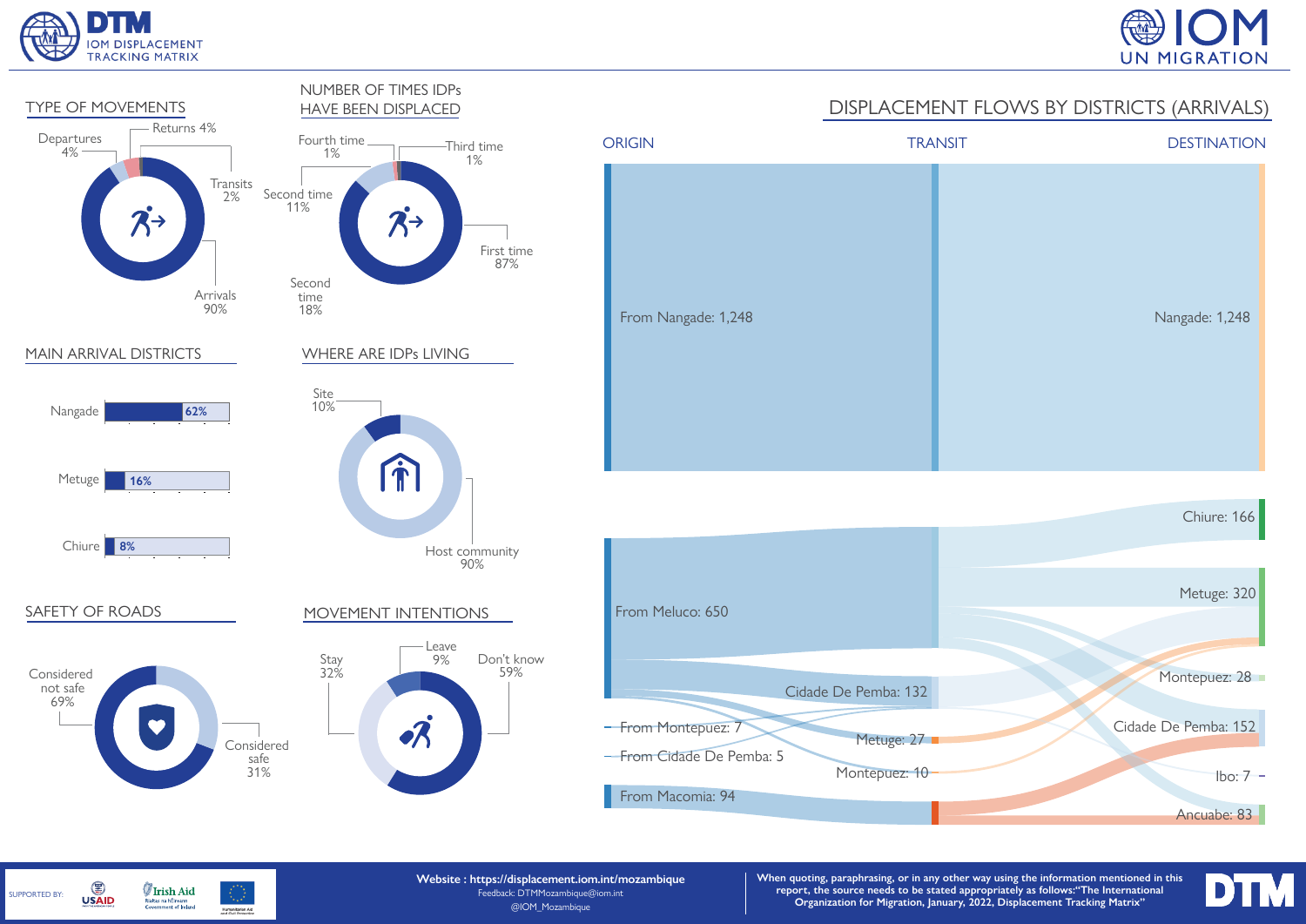## TYPE OF MOVEMENTS

- Departures 4%
- Returns 4%
- Transits 2%
- Arrivals 90%

## NUMBER OF TIMES IDPs HAVE BEEN DISPLACED

- Fourth time 1%
- Third time 1%
- Second time 11%
- First time 87%
- Second time 18%

## MAIN ARRIVAL DISTRICTS

| District | % |
| --- | --- |
| Nangade | 62% |
| Metuge | 16% |
| Chiure | 8% |

## WHERE ARE IDPs LIVING

- Site 10%
- Host community 90%

## SAFETY OF ROADS

- Considered not safe 69%
- Considered safe 31%

## MOVEMENT INTENTIONS

- Stay 32%
- Leave 9%
- Don't know 59%

## DISPLACEMENT FLOWS BY DISTRICTS (ARRIVALS)

**ORIGIN**
- From Nangade: 1,248
- From Meluco: 650
- From Montepuez: 7
- From Cidade De Pemba: 5
- From Macomia: 94

**TRANSIT**
- Cidade De Pemba: 132
- Metuge: 27
- Montepuez: 10

**DESTINATION**
- Nangade: 1,248
- Chiure: 166
- Metuge: 320
- Montepuez: 28
- Cidade De Pemba: 152
- Ibo: 7
- Ancuabe: 83

SUPPORTED BY: USAID, Irish Aid, Humanitarian Aid and Civil Protection

**Website : https://displacement.iom.int/mozambique**
Feedback: DTMMozambique@iom.int
@IOM_Mozambique

**When quoting, paraphrasing, or in any other way using the information mentioned in this report, the source needs to be stated appropriately as follows:"The International Organization for Migration, January, 2022, Displacement Tracking Matrix"**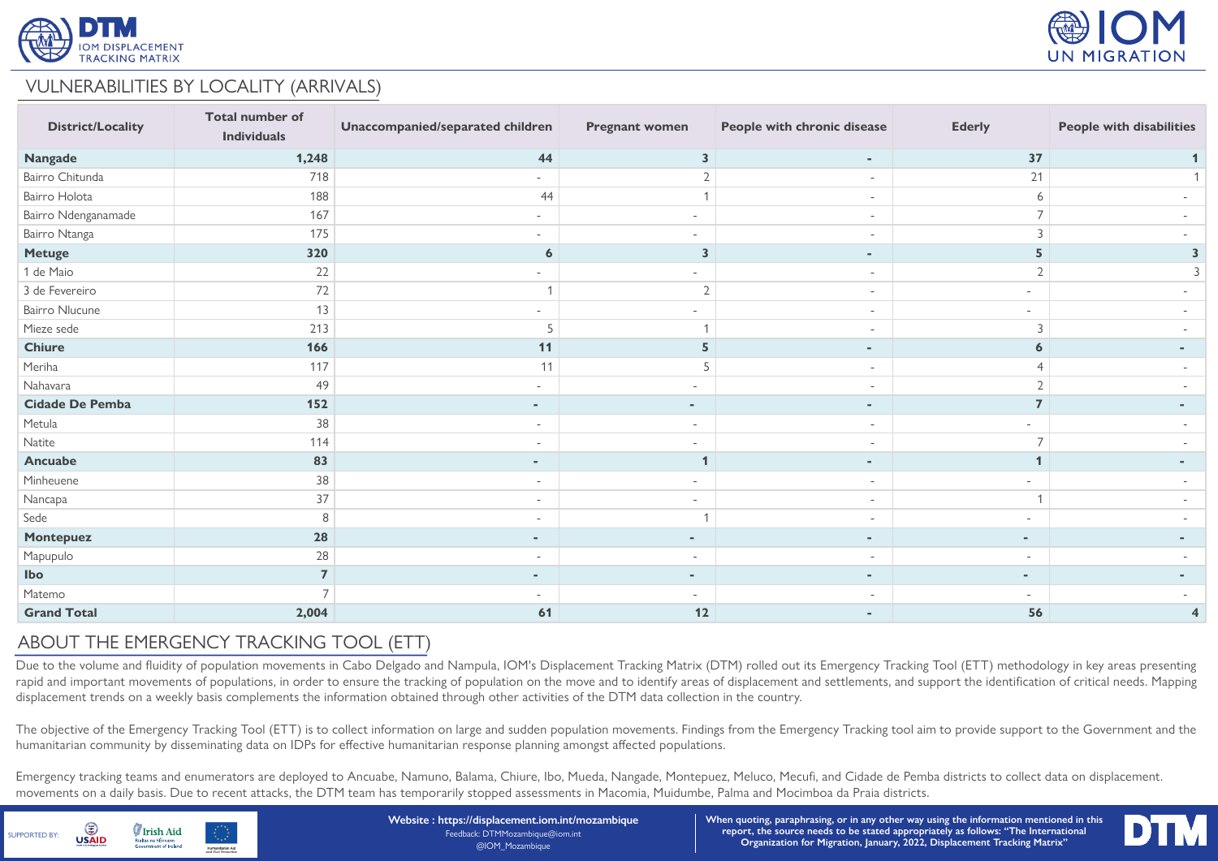## VULNERABILITIES BY LOCALITY (ARRIVALS)

| District/Locality | Total number of Individuals | Unaccompanied/separated children | Pregnant women | People with chronic disease | Ederly | People with disabilities |
|---|---|---|---|---|---|---|
| **Nangade** | **1,248** | **44** | **3** | **-** | **37** | **1** |
| Bairro Chitunda | 718 | - | 2 | - | 21 | 1 |
| Bairro Holota | 188 | 44 | 1 | - | 6 | - |
| Bairro Ndenganamade | 167 | - | - | - | 7 | - |
| Bairro Ntanga | 175 | - | - | - | 3 | - |
| **Metuge** | **320** | **6** | **3** | **-** | **5** | **3** |
| 1 de Maio | 22 | - | - | - | 2 | 3 |
| 3 de Fevereiro | 72 | 1 | 2 | - | - | - |
| Bairro Nlucune | 13 | - | - | - | - | - |
| Mieze sede | 213 | 5 | 1 | - | 3 | - |
| **Chiure** | **166** | **11** | **5** | **-** | **6** | **-** |
| Meriha | 117 | 11 | 5 | - | 4 | - |
| Nahavara | 49 | - | - | - | 2 | - |
| **Cidade De Pemba** | **152** | **-** | **-** | **-** | **7** | **-** |
| Metula | 38 | - | - | - | - | - |
| Natite | 114 | - | - | - | 7 | - |
| **Ancuabe** | **83** | **-** | **1** | **-** | **1** | **-** |
| Minheuene | 38 | - | - | - | - | - |
| Nancapa | 37 | - | - | - | 1 | - |
| Sede | 8 | - | 1 | - | - | - |
| **Montepuez** | **28** | **-** | **-** | **-** | **-** | **-** |
| Mapupulo | 28 | - | - | - | - | - |
| **Ibo** | **7** | **-** | **-** | **-** | **-** | **-** |
| Matemo | 7 | - | - | - | - | - |
| **Grand Total** | **2,004** | **61** | **12** | **-** | **56** | **4** |

## ABOUT THE EMERGENCY TRACKING TOOL (ETT)

Due to the volume and fluidity of population movements in Cabo Delgado and Nampula, IOM's Displacement Tracking Matrix (DTM) rolled out its Emergency Tracking Tool (ETT) methodology in key areas presenting rapid and important movements of populations, in order to ensure the tracking of population on the move and to identify areas of displacement and settlements, and support the identification of critical needs. Mapping displacement trends on a weekly basis complements the information obtained through other activities of the DTM data collection in the country.

The objective of the Emergency Tracking Tool (ETT) is to collect information on large and sudden population movements. Findings from the Emergency Tracking tool aim to provide support to the Government and the humanitarian community by disseminating data on IDPs for effective humanitarian response planning amongst affected populations.

Emergency tracking teams and enumerators are deployed to Ancuabe, Namuno, Balama, Chiure, Ibo, Mueda, Nangade, Montepuez, Meluco, Mecufi, and Cidade de Pemba districts to collect data on displacement. movements on a daily basis. Due to recent attacks, the DTM team has temporarily stopped assessments in Macomia, Muidumbe, Palma and Mocimboa da Praia districts.

SUPPORTED BY: USAID, Irish Aid, European Union Humanitarian Aid and Civil Protection

**Website : https://displacement.iom.int/mozambique**
Feedback: DTMMozambique@iom.int
@IOM_Mozambique

**When quoting, paraphrasing, or in any other way using the information mentioned in this report, the source needs to be stated appropriately as follows: "The International Organization for Migration, January, 2022, Displacement Tracking Matrix"**